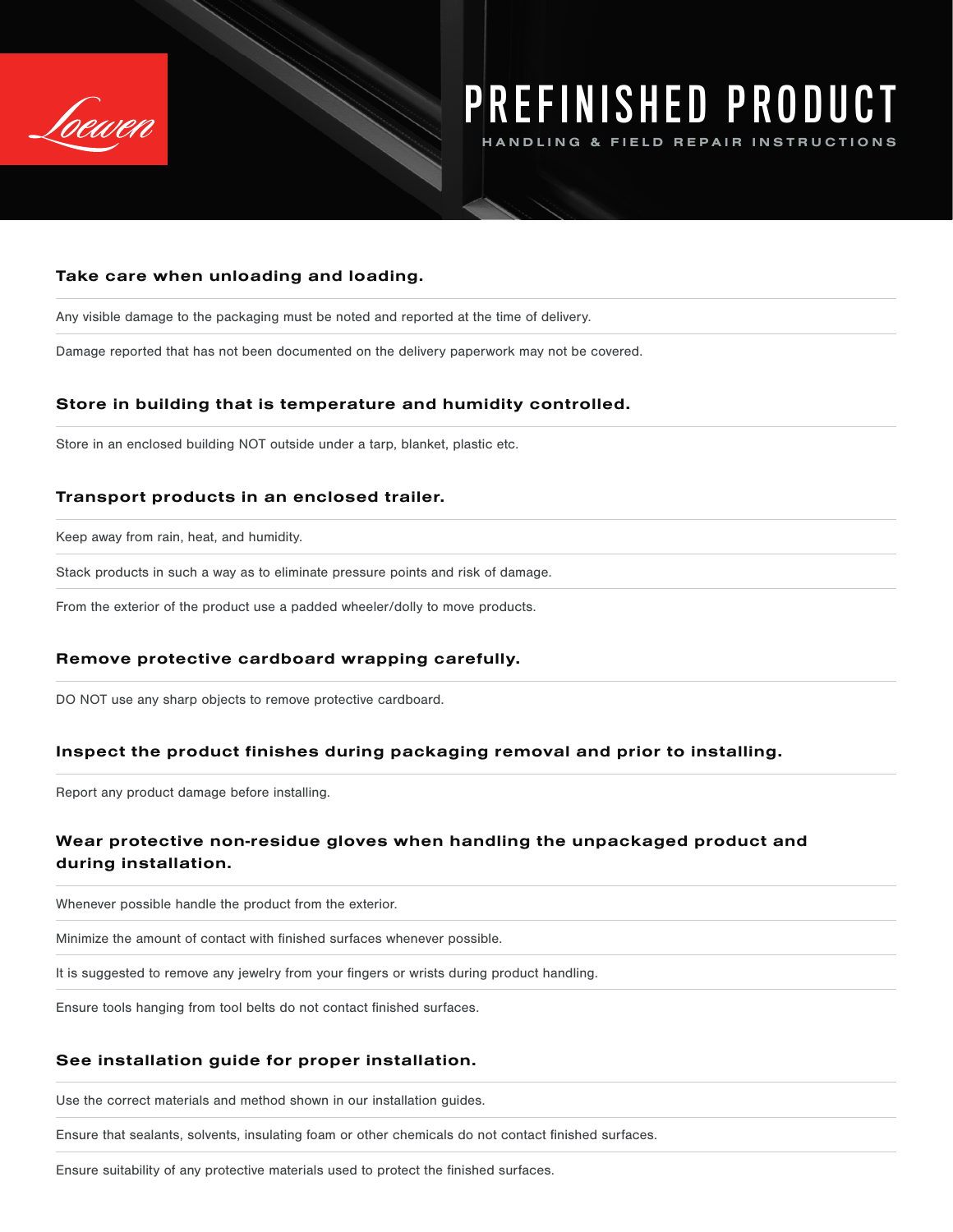Loewen

# PREFINISHED PRODUCT

HANDLING & FIELD REPAIR INSTRUCTIONS

### Take care when unloading and loading.

Any visible damage to the packaging must be noted and reported at the time of delivery.

Damage reported that has not been documented on the delivery paperwork may not be covered.

### Store in building that is temperature and humidity controlled.

Store in an enclosed building NOT outside under a tarp, blanket, plastic etc.

### Transport products in an enclosed trailer.

Keep away from rain, heat, and humidity.

Stack products in such a way as to eliminate pressure points and risk of damage.

From the exterior of the product use a padded wheeler/dolly to move products.

### Remove protective cardboard wrapping carefully.

DO NOT use any sharp objects to remove protective cardboard.

### Inspect the product finishes during packaging removal and prior to installing.

Report any product damage before installing.

### Wear protective non-residue gloves when handling the unpackaged product and during installation.

Whenever possible handle the product from the exterior.

Minimize the amount of contact with finished surfaces whenever possible.

It is suggested to remove any jewelry from your fingers or wrists during product handling.

Ensure tools hanging from tool belts do not contact finished surfaces.

### See installation guide for proper installation.

Use the correct materials and method shown in our installation guides.

Ensure that sealants, solvents, insulating foam or other chemicals do not contact finished surfaces.

Ensure suitability of any protective materials used to protect the finished surfaces.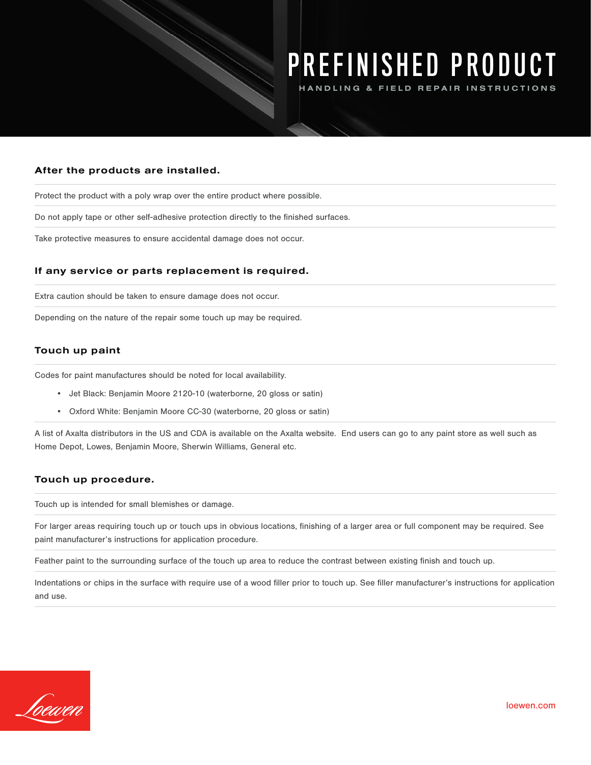# PREFINISHED PRODUCT

## HANDLING & FIELD REPAIR INSTRUCTIONS

### After the products are installed.

Protect the product with a poly wrap over the entire product where possible.

Do not apply tape or other self-adhesive protection directly to the finished surfaces.

Take protective measures to ensure accidental damage does not occur.

### If any service or parts replacement is required.

Extra caution should be taken to ensure damage does not occur.

Depending on the nature of the repair some touch up may be required.

### Touch up paint

Codes for paint manufactures should be noted for local availability.

- Jet Black: Benjamin Moore 2120-10 (waterborne, 20 gloss or satin)
- Oxford White: Benjamin Moore CC-30 (waterborne, 20 gloss or satin)

A list of Axalta distributors in the US and CDA is available on the Axalta website. End users can go to any paint store as well such as Home Depot, Lowes, Benjamin Moore, Sherwin Williams, General etc.

### Touch up procedure.

Touch up is intended for small blemishes or damage.

For larger areas requiring touch up or touch ups in obvious locations, finishing of a larger area or full component may be required. See paint manufacturer's instructions for application procedure.

Feather paint to the surrounding surface of the touch up area to reduce the contrast between existing finish and touch up.

Indentations or chips in the surface with require use of a wood filler prior to touch up. See filler manufacturer's instructions for application and use.

Loewen

loewen.com